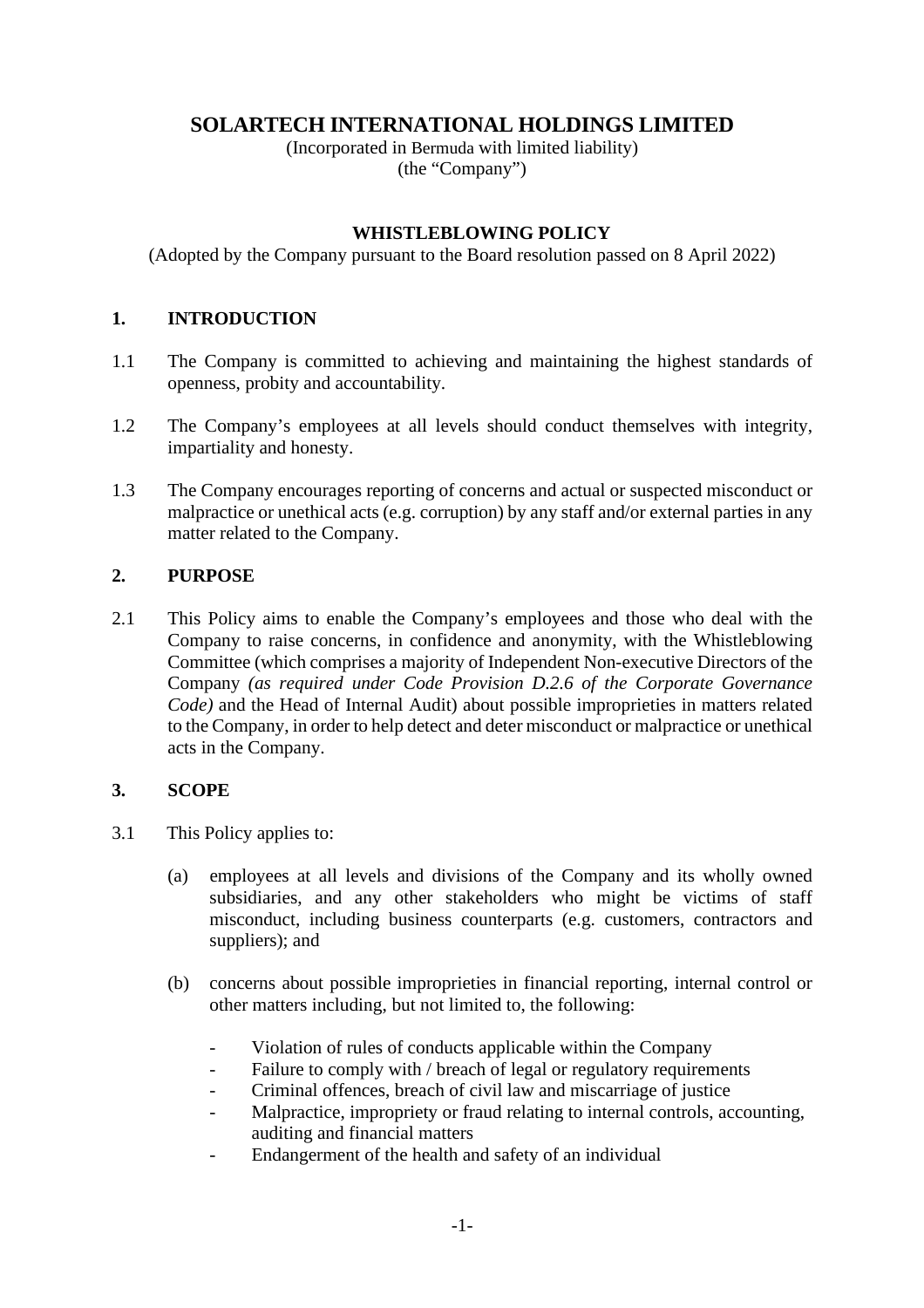# SOLARTECH INTERNATIONAL HOLDINGS LIMITED

(Incorporated in Bermuda with limited liability)
(the "Company")

## WHISTLEBLOWING POLICY

(Adopted by the Company pursuant to the Board resolution passed on 8 April 2022)

### 1. INTRODUCTION

1.1 The Company is committed to achieving and maintaining the highest standards of openness, probity and accountability.

1.2 The Company's employees at all levels should conduct themselves with integrity, impartiality and honesty.

1.3 The Company encourages reporting of concerns and actual or suspected misconduct or malpractice or unethical acts (e.g. corruption) by any staff and/or external parties in any matter related to the Company.

### 2. PURPOSE

2.1 This Policy aims to enable the Company's employees and those who deal with the Company to raise concerns, in confidence and anonymity, with the Whistleblowing Committee (which comprises a majority of Independent Non-executive Directors of the Company *(as required under Code Provision D.2.6 of the Corporate Governance Code)* and the Head of Internal Audit) about possible improprieties in matters related to the Company, in order to help detect and deter misconduct or malpractice or unethical acts in the Company.

### 3. SCOPE

3.1 This Policy applies to:

(a) employees at all levels and divisions of the Company and its wholly owned subsidiaries, and any other stakeholders who might be victims of staff misconduct, including business counterparts (e.g. customers, contractors and suppliers); and

(b) concerns about possible improprieties in financial reporting, internal control or other matters including, but not limited to, the following:

- Violation of rules of conducts applicable within the Company
- Failure to comply with / breach of legal or regulatory requirements
- Criminal offences, breach of civil law and miscarriage of justice
- Malpractice, impropriety or fraud relating to internal controls, accounting, auditing and financial matters
- Endangerment of the health and safety of an individual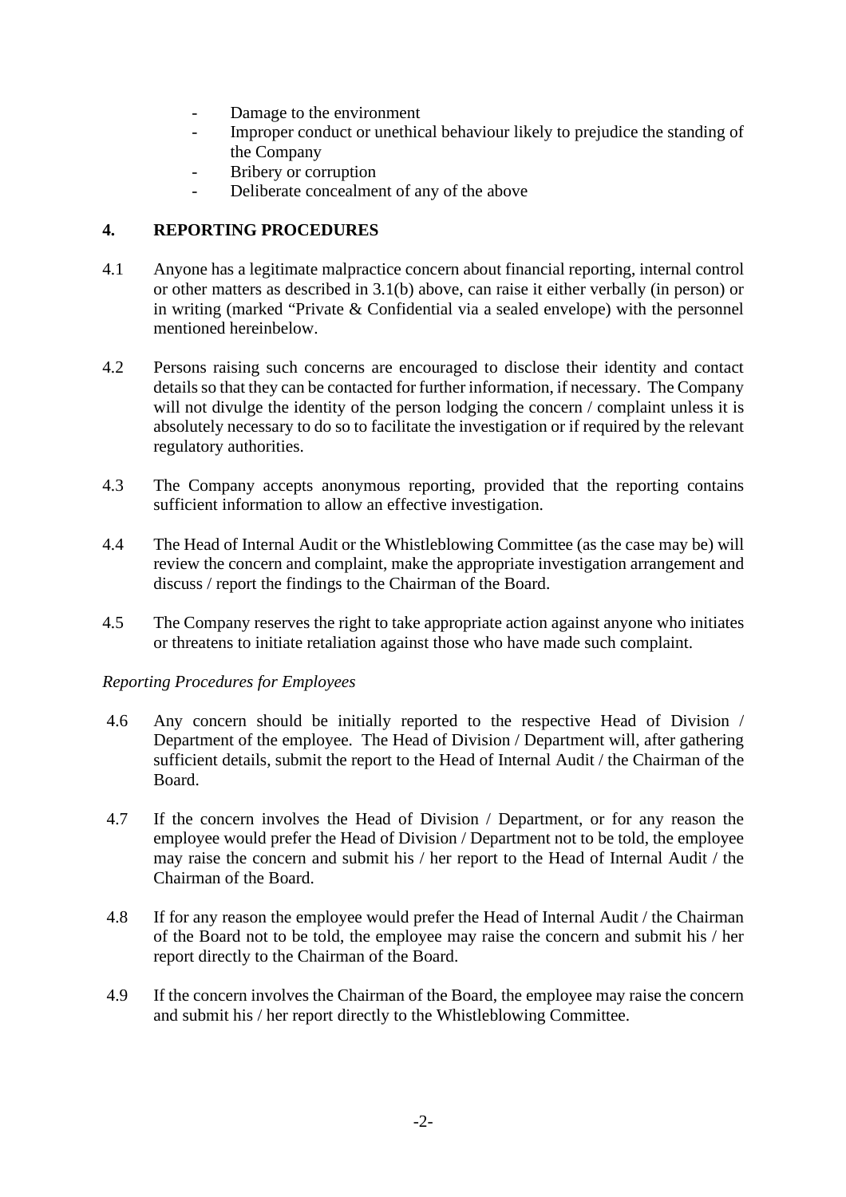- Damage to the environment
- Improper conduct or unethical behaviour likely to prejudice the standing of the Company
- Bribery or corruption
- Deliberate concealment of any of the above

## 4. REPORTING PROCEDURES

4.1 Anyone has a legitimate malpractice concern about financial reporting, internal control or other matters as described in 3.1(b) above, can raise it either verbally (in person) or in writing (marked "Private & Confidential via a sealed envelope) with the personnel mentioned hereinbelow.

4.2 Persons raising such concerns are encouraged to disclose their identity and contact details so that they can be contacted for further information, if necessary. The Company will not divulge the identity of the person lodging the concern / complaint unless it is absolutely necessary to do so to facilitate the investigation or if required by the relevant regulatory authorities.

4.3 The Company accepts anonymous reporting, provided that the reporting contains sufficient information to allow an effective investigation.

4.4 The Head of Internal Audit or the Whistleblowing Committee (as the case may be) will review the concern and complaint, make the appropriate investigation arrangement and discuss / report the findings to the Chairman of the Board.

4.5 The Company reserves the right to take appropriate action against anyone who initiates or threatens to initiate retaliation against those who have made such complaint.

*Reporting Procedures for Employees*

4.6 Any concern should be initially reported to the respective Head of Division / Department of the employee. The Head of Division / Department will, after gathering sufficient details, submit the report to the Head of Internal Audit / the Chairman of the Board.

4.7 If the concern involves the Head of Division / Department, or for any reason the employee would prefer the Head of Division / Department not to be told, the employee may raise the concern and submit his / her report to the Head of Internal Audit / the Chairman of the Board.

4.8 If for any reason the employee would prefer the Head of Internal Audit / the Chairman of the Board not to be told, the employee may raise the concern and submit his / her report directly to the Chairman of the Board.

4.9 If the concern involves the Chairman of the Board, the employee may raise the concern and submit his / her report directly to the Whistleblowing Committee.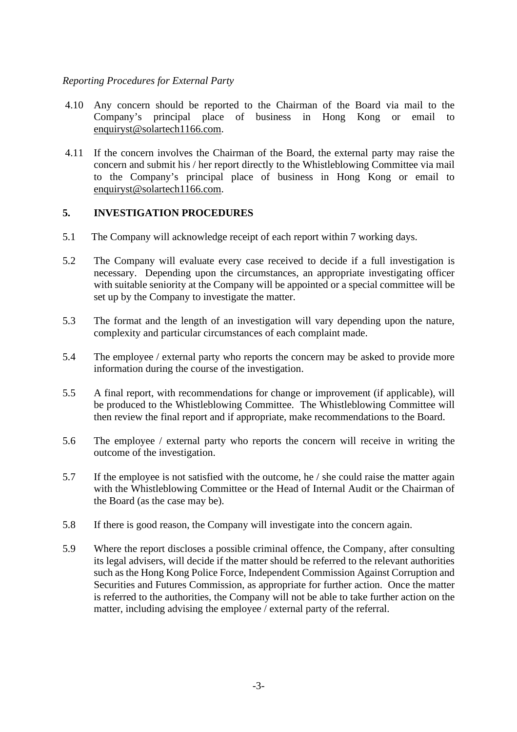*Reporting Procedures for External Party*

4.10 Any concern should be reported to the Chairman of the Board via mail to the Company's principal place of business in Hong Kong or email to enquiryst@solartech1166.com.

4.11 If the concern involves the Chairman of the Board, the external party may raise the concern and submit his / her report directly to the Whistleblowing Committee via mail to the Company's principal place of business in Hong Kong or email to enquiryst@solartech1166.com.

## 5. INVESTIGATION PROCEDURES

5.1 The Company will acknowledge receipt of each report within 7 working days.

5.2 The Company will evaluate every case received to decide if a full investigation is necessary. Depending upon the circumstances, an appropriate investigating officer with suitable seniority at the Company will be appointed or a special committee will be set up by the Company to investigate the matter.

5.3 The format and the length of an investigation will vary depending upon the nature, complexity and particular circumstances of each complaint made.

5.4 The employee / external party who reports the concern may be asked to provide more information during the course of the investigation.

5.5 A final report, with recommendations for change or improvement (if applicable), will be produced to the Whistleblowing Committee. The Whistleblowing Committee will then review the final report and if appropriate, make recommendations to the Board.

5.6 The employee / external party who reports the concern will receive in writing the outcome of the investigation.

5.7 If the employee is not satisfied with the outcome, he / she could raise the matter again with the Whistleblowing Committee or the Head of Internal Audit or the Chairman of the Board (as the case may be).

5.8 If there is good reason, the Company will investigate into the concern again.

5.9 Where the report discloses a possible criminal offence, the Company, after consulting its legal advisers, will decide if the matter should be referred to the relevant authorities such as the Hong Kong Police Force, Independent Commission Against Corruption and Securities and Futures Commission, as appropriate for further action. Once the matter is referred to the authorities, the Company will not be able to take further action on the matter, including advising the employee / external party of the referral.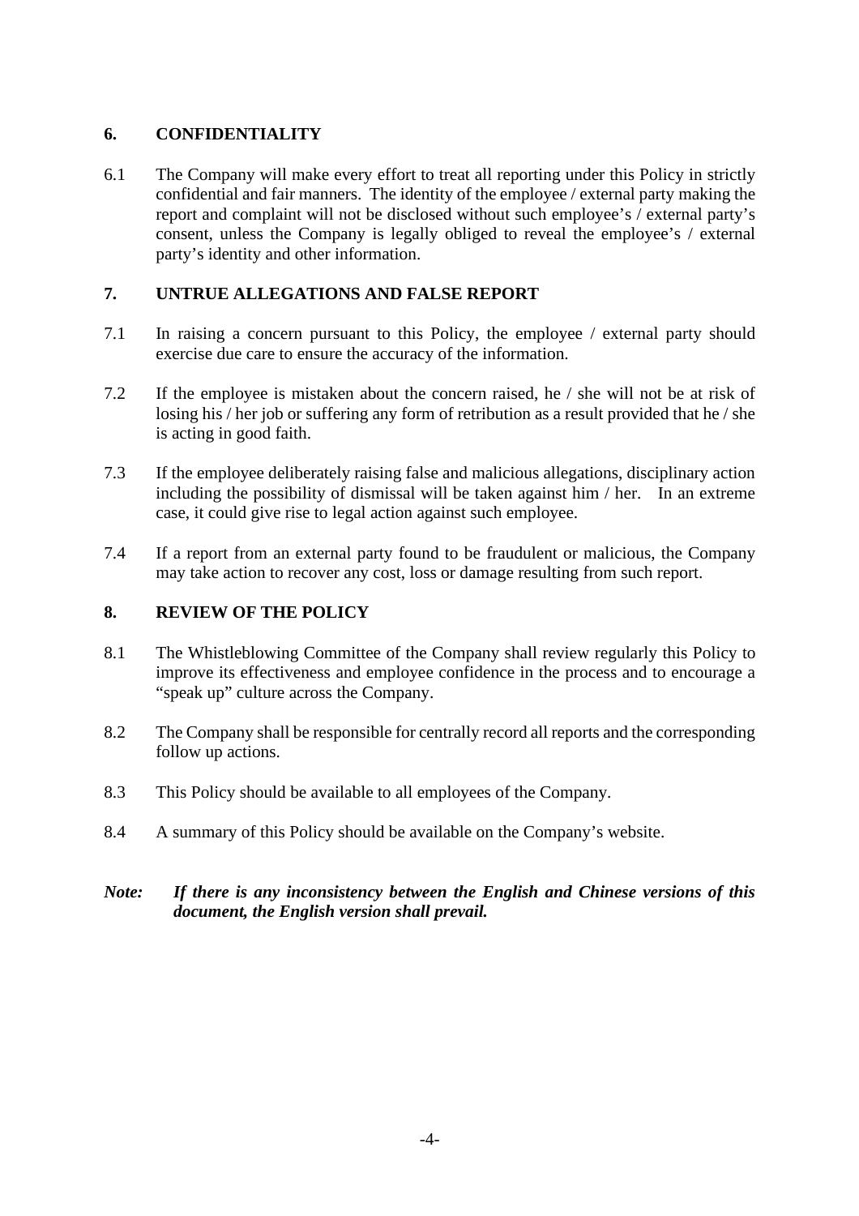## 6. CONFIDENTIALITY

6.1 The Company will make every effort to treat all reporting under this Policy in strictly confidential and fair manners. The identity of the employee / external party making the report and complaint will not be disclosed without such employee's / external party's consent, unless the Company is legally obliged to reveal the employee's / external party's identity and other information.

## 7. UNTRUE ALLEGATIONS AND FALSE REPORT

7.1 In raising a concern pursuant to this Policy, the employee / external party should exercise due care to ensure the accuracy of the information.

7.2 If the employee is mistaken about the concern raised, he / she will not be at risk of losing his / her job or suffering any form of retribution as a result provided that he / she is acting in good faith.

7.3 If the employee deliberately raising false and malicious allegations, disciplinary action including the possibility of dismissal will be taken against him / her. In an extreme case, it could give rise to legal action against such employee.

7.4 If a report from an external party found to be fraudulent or malicious, the Company may take action to recover any cost, loss or damage resulting from such report.

## 8. REVIEW OF THE POLICY

8.1 The Whistleblowing Committee of the Company shall review regularly this Policy to improve its effectiveness and employee confidence in the process and to encourage a "speak up" culture across the Company.

8.2 The Company shall be responsible for centrally record all reports and the corresponding follow up actions.

8.3 This Policy should be available to all employees of the Company.

8.4 A summary of this Policy should be available on the Company's website.

***Note: If there is any inconsistency between the English and Chinese versions of this document, the English version shall prevail.***